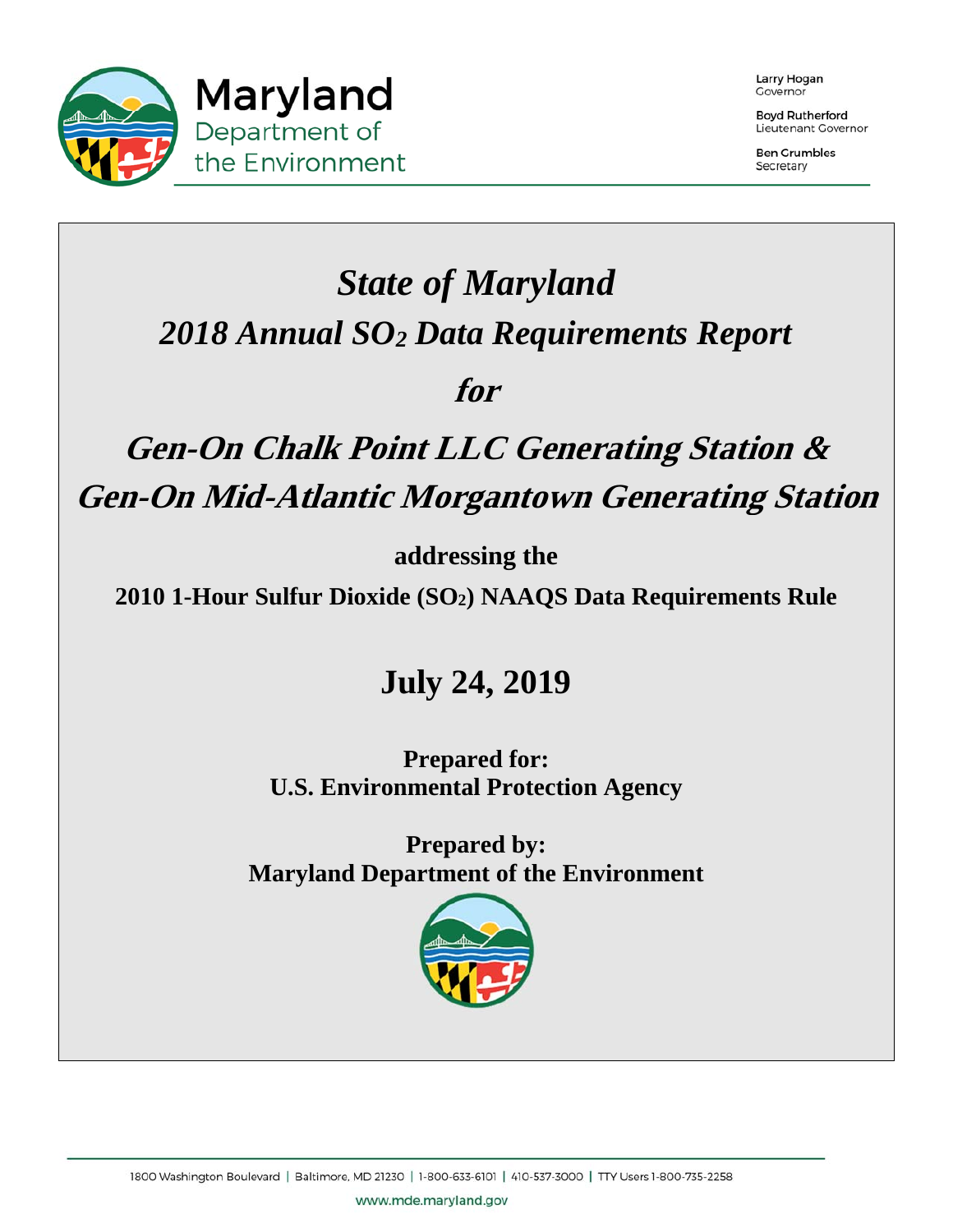Maryland Department of the Environment

Larry Hogan
Governor

Boyd Rutherford
Lieutenant Governor

Ben Grumbles
Secretary

# *State of Maryland*

## *2018 Annual $SO_2$ Data Requirements Report*

## *for*

## *Gen-On Chalk Point LLC Generating Station & Gen-On Mid-Atlantic Morgantown Generating Station*

**addressing the**

**2010 1-Hour Sulfur Dioxide ($SO_2$) NAAQS Data Requirements Rule**

## July 24, 2019

**Prepared for:**
**U.S. Environmental Protection Agency**

**Prepared by:**
**Maryland Department of the Environment**

1800 Washington Boulevard | Baltimore, MD 21230 | 1-800-633-6101 | 410-537-3000 | TTY Users 1-800-735-2258

www.mde.maryland.gov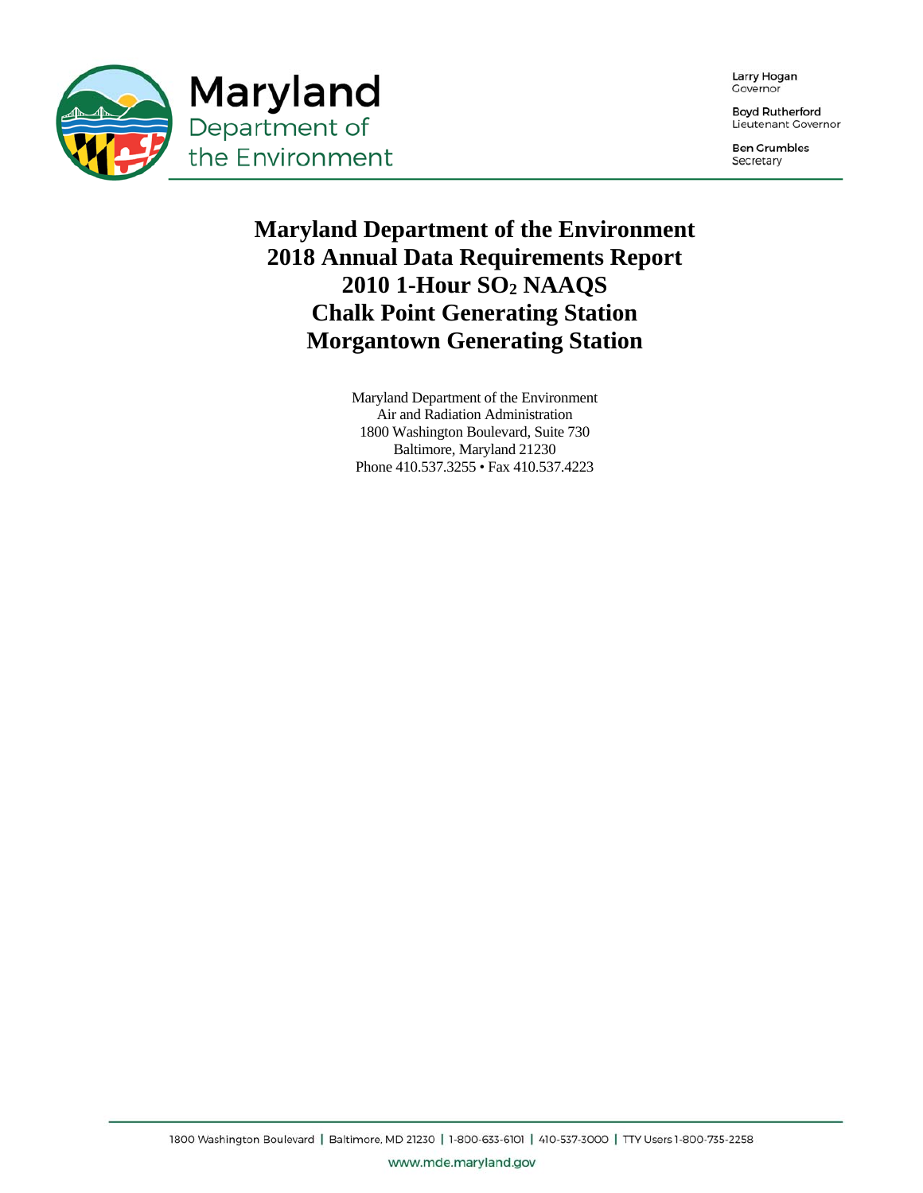Maryland Department of the Environment

Larry Hogan
Governor

Boyd Rutherford
Lieutenant Governor

Ben Grumbles
Secretary

# Maryland Department of the Environment 2018 Annual Data Requirements Report 2010 1-Hour $SO_2$ NAAQS Chalk Point Generating Station Morgantown Generating Station

Maryland Department of the Environment
Air and Radiation Administration
1800 Washington Boulevard, Suite 730
Baltimore, Maryland 21230
Phone 410.537.3255 • Fax 410.537.4223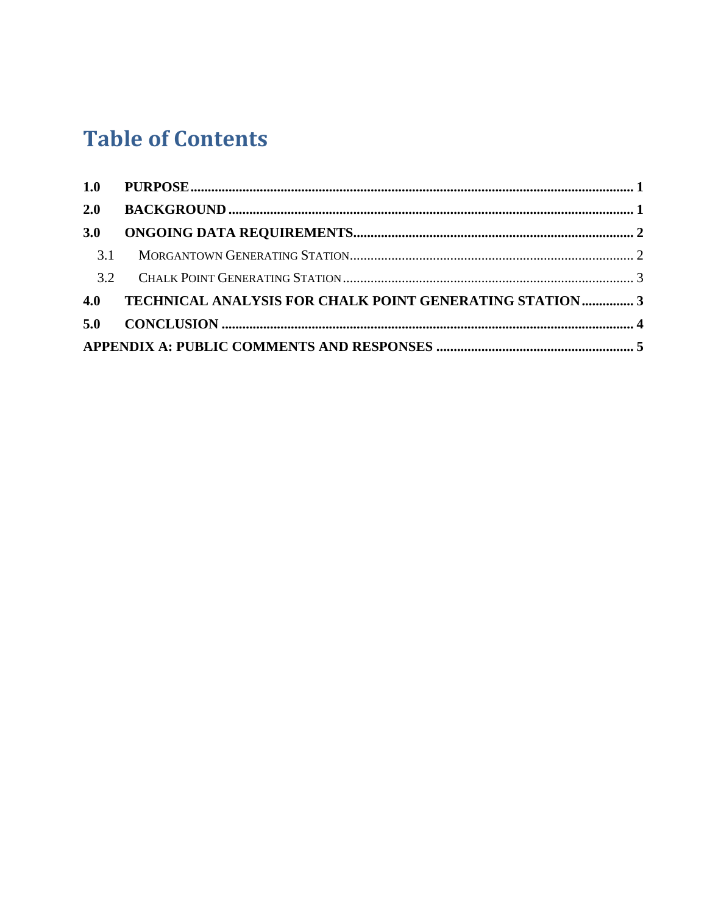# Table of Contents

**1.0 PURPOSE** .......... **1**

**2.0 BACKGROUND** .......... **1**

**3.0 ONGOING DATA REQUIREMENTS** .......... **2**

- 3.1 MORGANTOWN GENERATING STATION .......... 2
- 3.2 CHALK POINT GENERATING STATION .......... 3

**4.0 TECHNICAL ANALYSIS FOR CHALK POINT GENERATING STATION** .......... **3**

**5.0 CONCLUSION** .......... **4**

**APPENDIX A: PUBLIC COMMENTS AND RESPONSES** .......... **5**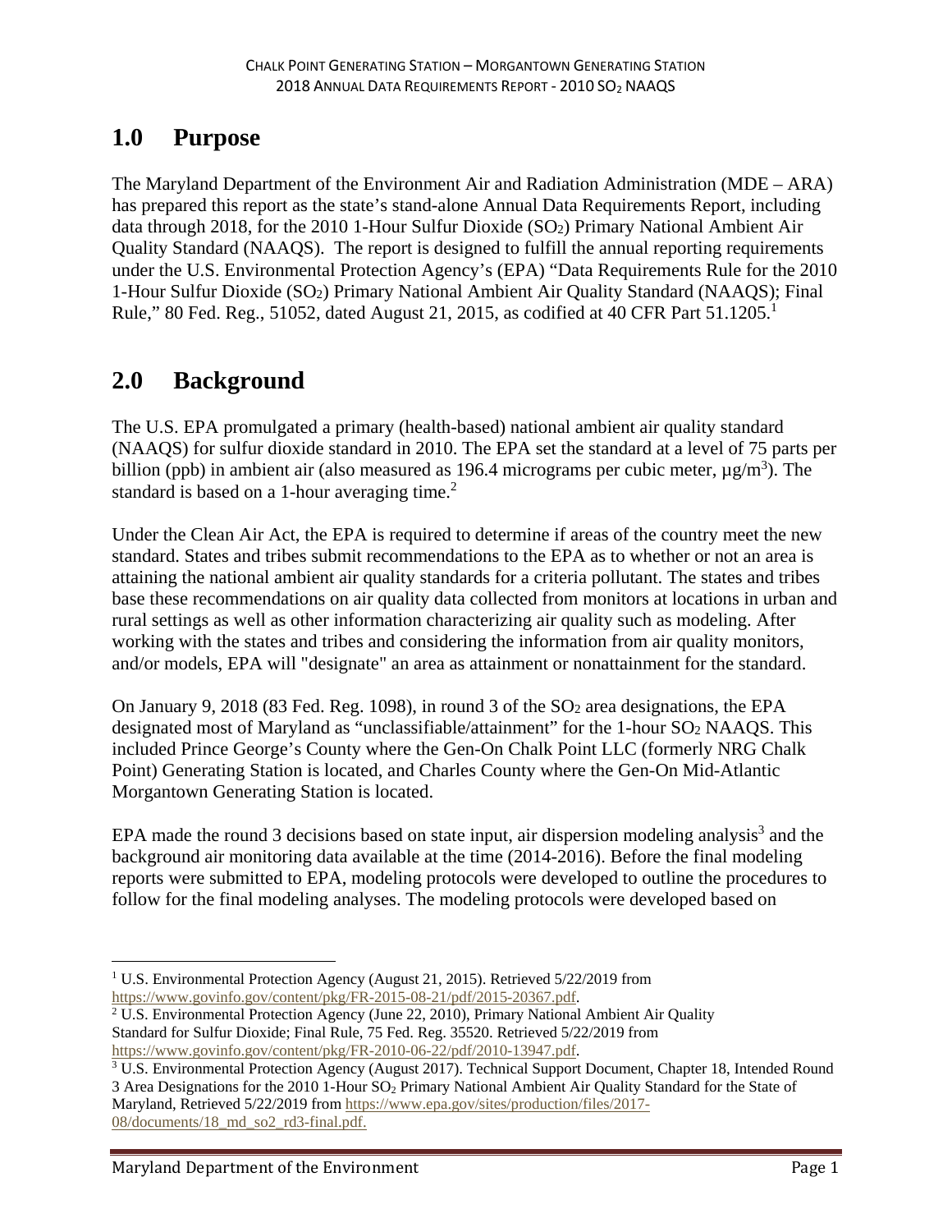# 1.0 Purpose

The Maryland Department of the Environment Air and Radiation Administration (MDE – ARA) has prepared this report as the state's stand-alone Annual Data Requirements Report, including data through 2018, for the 2010 1-Hour Sulfur Dioxide ($SO_2$) Primary National Ambient Air Quality Standard (NAAQS). The report is designed to fulfill the annual reporting requirements under the U.S. Environmental Protection Agency's (EPA) "Data Requirements Rule for the 2010 1-Hour Sulfur Dioxide ($SO_2$) Primary National Ambient Air Quality Standard (NAAQS); Final Rule," 80 Fed. Reg., 51052, dated August 21, 2015, as codified at 40 CFR Part 51.1205.[1]

# 2.0 Background

The U.S. EPA promulgated a primary (health-based) national ambient air quality standard (NAAQS) for sulfur dioxide standard in 2010. The EPA set the standard at a level of 75 parts per billion (ppb) in ambient air (also measured as 196.4 micrograms per cubic meter, $\mu g/m^3$). The standard is based on a 1-hour averaging time.[2]

Under the Clean Air Act, the EPA is required to determine if areas of the country meet the new standard. States and tribes submit recommendations to the EPA as to whether or not an area is attaining the national ambient air quality standards for a criteria pollutant. The states and tribes base these recommendations on air quality data collected from monitors at locations in urban and rural settings as well as other information characterizing air quality such as modeling. After working with the states and tribes and considering the information from air quality monitors, and/or models, EPA will "designate" an area as attainment or nonattainment for the standard.

On January 9, 2018 (83 Fed. Reg. 1098), in round 3 of the $SO_2$ area designations, the EPA designated most of Maryland as "unclassifiable/attainment" for the 1-hour $SO_2$ NAAQS. This included Prince George's County where the Gen-On Chalk Point LLC (formerly NRG Chalk Point) Generating Station is located, and Charles County where the Gen-On Mid-Atlantic Morgantown Generating Station is located.

EPA made the round 3 decisions based on state input, air dispersion modeling analysis[3] and the background air monitoring data available at the time (2014-2016). Before the final modeling reports were submitted to EPA, modeling protocols were developed to outline the procedures to follow for the final modeling analyses. The modeling protocols were developed based on

---

[1] U.S. Environmental Protection Agency (August 21, 2015). Retrieved 5/22/2019 from https://www.govinfo.gov/content/pkg/FR-2015-08-21/pdf/2015-20367.pdf.

[2] U.S. Environmental Protection Agency (June 22, 2010), Primary National Ambient Air Quality Standard for Sulfur Dioxide; Final Rule, 75 Fed. Reg. 35520. Retrieved 5/22/2019 from https://www.govinfo.gov/content/pkg/FR-2010-06-22/pdf/2010-13947.pdf.

[3] U.S. Environmental Protection Agency (August 2017). Technical Support Document, Chapter 18, Intended Round 3 Area Designations for the 2010 1-Hour $SO_2$ Primary National Ambient Air Quality Standard for the State of Maryland, Retrieved 5/22/2019 from https://www.epa.gov/sites/production/files/2017-08/documents/18_md_so2_rd3-final.pdf.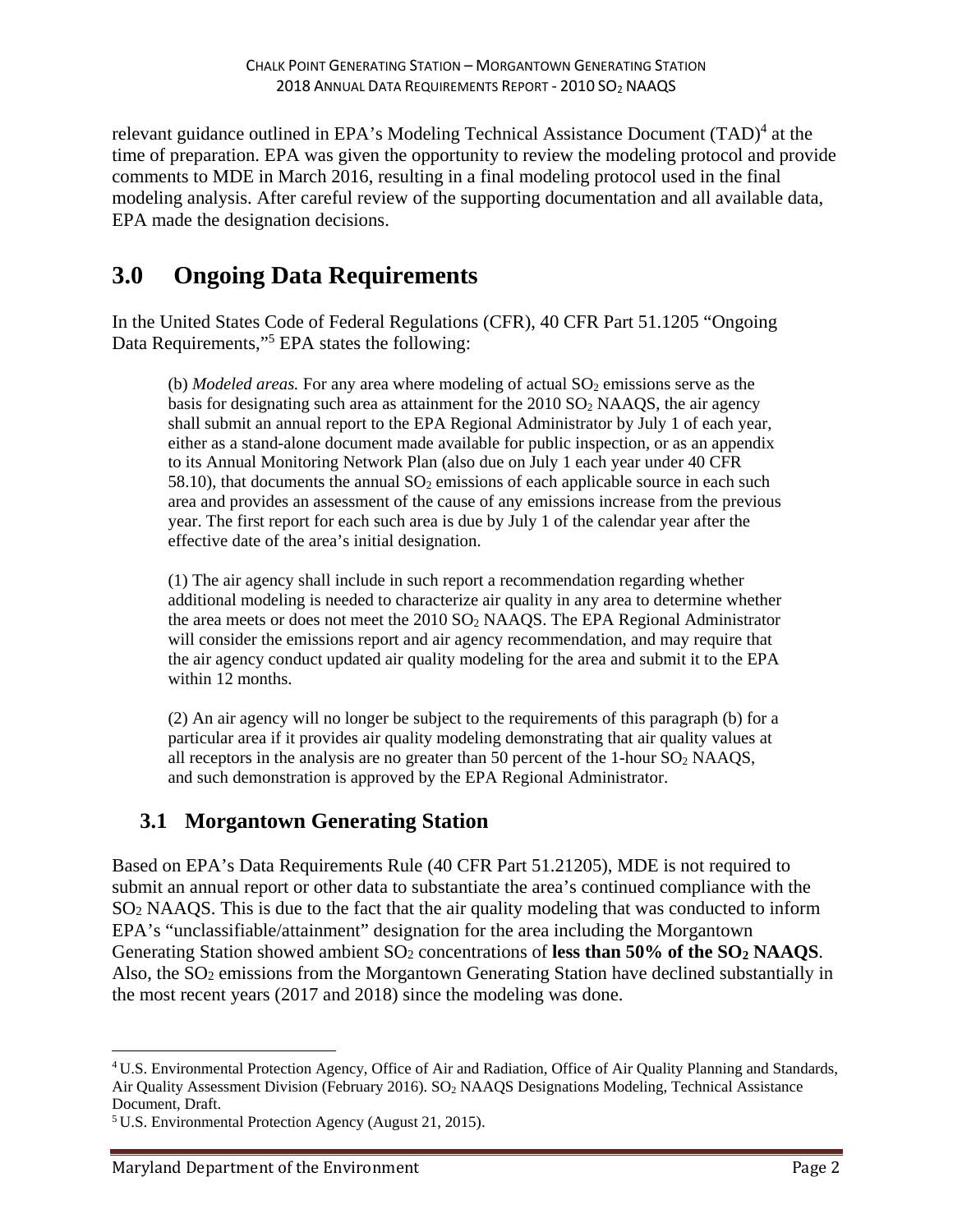relevant guidance outlined in EPA's Modeling Technical Assistance Document (TAD)[4] at the time of preparation. EPA was given the opportunity to review the modeling protocol and provide comments to MDE in March 2016, resulting in a final modeling protocol used in the final modeling analysis. After careful review of the supporting documentation and all available data, EPA made the designation decisions.

# 3.0 Ongoing Data Requirements

In the United States Code of Federal Regulations (CFR), 40 CFR Part 51.1205 "Ongoing Data Requirements,"[5] EPA states the following:

> (b) *Modeled areas.* For any area where modeling of actual $SO_2$ emissions serve as the basis for designating such area as attainment for the 2010 $SO_2$ NAAQS, the air agency shall submit an annual report to the EPA Regional Administrator by July 1 of each year, either as a stand-alone document made available for public inspection, or as an appendix to its Annual Monitoring Network Plan (also due on July 1 each year under 40 CFR 58.10), that documents the annual $SO_2$ emissions of each applicable source in each such area and provides an assessment of the cause of any emissions increase from the previous year. The first report for each such area is due by July 1 of the calendar year after the effective date of the area's initial designation.
>
> (1) The air agency shall include in such report a recommendation regarding whether additional modeling is needed to characterize air quality in any area to determine whether the area meets or does not meet the 2010 $SO_2$ NAAQS. The EPA Regional Administrator will consider the emissions report and air agency recommendation, and may require that the air agency conduct updated air quality modeling for the area and submit it to the EPA within 12 months.
>
> (2) An air agency will no longer be subject to the requirements of this paragraph (b) for a particular area if it provides air quality modeling demonstrating that air quality values at all receptors in the analysis are no greater than 50 percent of the 1-hour $SO_2$ NAAQS, and such demonstration is approved by the EPA Regional Administrator.

## 3.1 Morgantown Generating Station

Based on EPA's Data Requirements Rule (40 CFR Part 51.21205), MDE is not required to submit an annual report or other data to substantiate the area's continued compliance with the $SO_2$ NAAQS. This is due to the fact that the air quality modeling that was conducted to inform EPA's "unclassifiable/attainment" designation for the area including the Morgantown Generating Station showed ambient $SO_2$ concentrations of **less than 50% of the $SO_2$ NAAQS**. Also, the $SO_2$ emissions from the Morgantown Generating Station have declined substantially in the most recent years (2017 and 2018) since the modeling was done.

---

[4] U.S. Environmental Protection Agency, Office of Air and Radiation, Office of Air Quality Planning and Standards, Air Quality Assessment Division (February 2016). $SO_2$ NAAQS Designations Modeling, Technical Assistance Document, Draft.

[5] U.S. Environmental Protection Agency (August 21, 2015).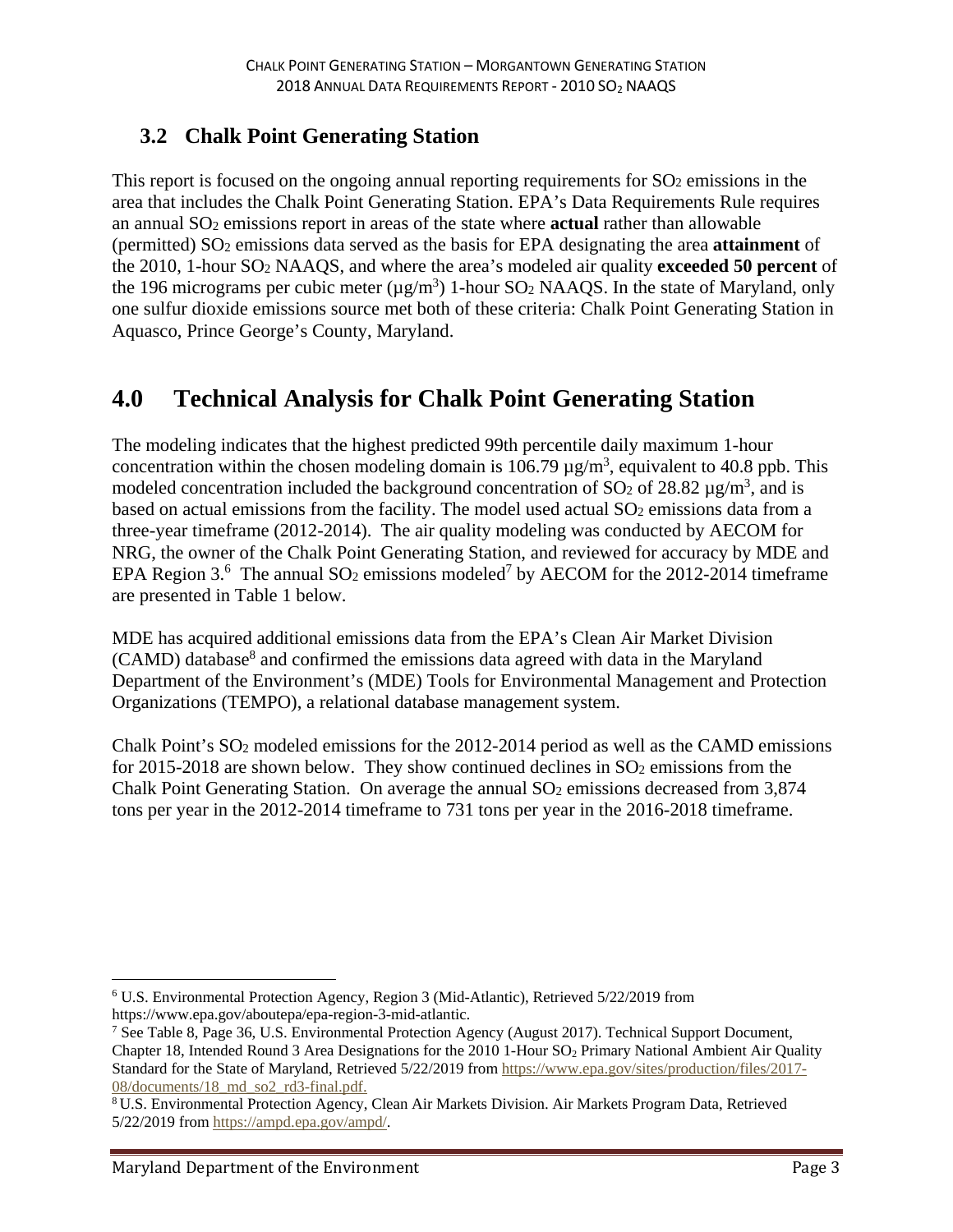## 3.2 Chalk Point Generating Station

This report is focused on the ongoing annual reporting requirements for $SO_2$ emissions in the area that includes the Chalk Point Generating Station. EPA's Data Requirements Rule requires an annual $SO_2$ emissions report in areas of the state where **actual** rather than allowable (permitted) $SO_2$ emissions data served as the basis for EPA designating the area **attainment** of the 2010, 1-hour $SO_2$ NAAQS, and where the area's modeled air quality **exceeded 50 percent** of the 196 micrograms per cubic meter ($\mu g/m^3$) 1-hour $SO_2$ NAAQS. In the state of Maryland, only one sulfur dioxide emissions source met both of these criteria: Chalk Point Generating Station in Aquasco, Prince George's County, Maryland.

# 4.0 Technical Analysis for Chalk Point Generating Station

The modeling indicates that the highest predicted 99th percentile daily maximum 1-hour concentration within the chosen modeling domain is 106.79 $\mu g/m^3$, equivalent to 40.8 ppb. This modeled concentration included the background concentration of $SO_2$ of 28.82 $\mu g/m^3$, and is based on actual emissions from the facility. The model used actual $SO_2$ emissions data from a three-year timeframe (2012-2014). The air quality modeling was conducted by AECOM for NRG, the owner of the Chalk Point Generating Station, and reviewed for accuracy by MDE and EPA Region 3.[6] The annual $SO_2$ emissions modeled[7] by AECOM for the 2012-2014 timeframe are presented in Table 1 below.

MDE has acquired additional emissions data from the EPA's Clean Air Market Division (CAMD) database[8] and confirmed the emissions data agreed with data in the Maryland Department of the Environment's (MDE) Tools for Environmental Management and Protection Organizations (TEMPO), a relational database management system.

Chalk Point's $SO_2$ modeled emissions for the 2012-2014 period as well as the CAMD emissions for 2015-2018 are shown below. They show continued declines in $SO_2$ emissions from the Chalk Point Generating Station. On average the annual $SO_2$ emissions decreased from 3,874 tons per year in the 2012-2014 timeframe to 731 tons per year in the 2016-2018 timeframe.

---

[6] U.S. Environmental Protection Agency, Region 3 (Mid-Atlantic), Retrieved 5/22/2019 from https://www.epa.gov/aboutepa/epa-region-3-mid-atlantic.

[7] See Table 8, Page 36, U.S. Environmental Protection Agency (August 2017). Technical Support Document, Chapter 18, Intended Round 3 Area Designations for the 2010 1-Hour $SO_2$ Primary National Ambient Air Quality Standard for the State of Maryland, Retrieved 5/22/2019 from https://www.epa.gov/sites/production/files/2017-08/documents/18_md_so2_rd3-final.pdf.

[8] U.S. Environmental Protection Agency, Clean Air Markets Division. Air Markets Program Data, Retrieved 5/22/2019 from https://ampd.epa.gov/ampd/.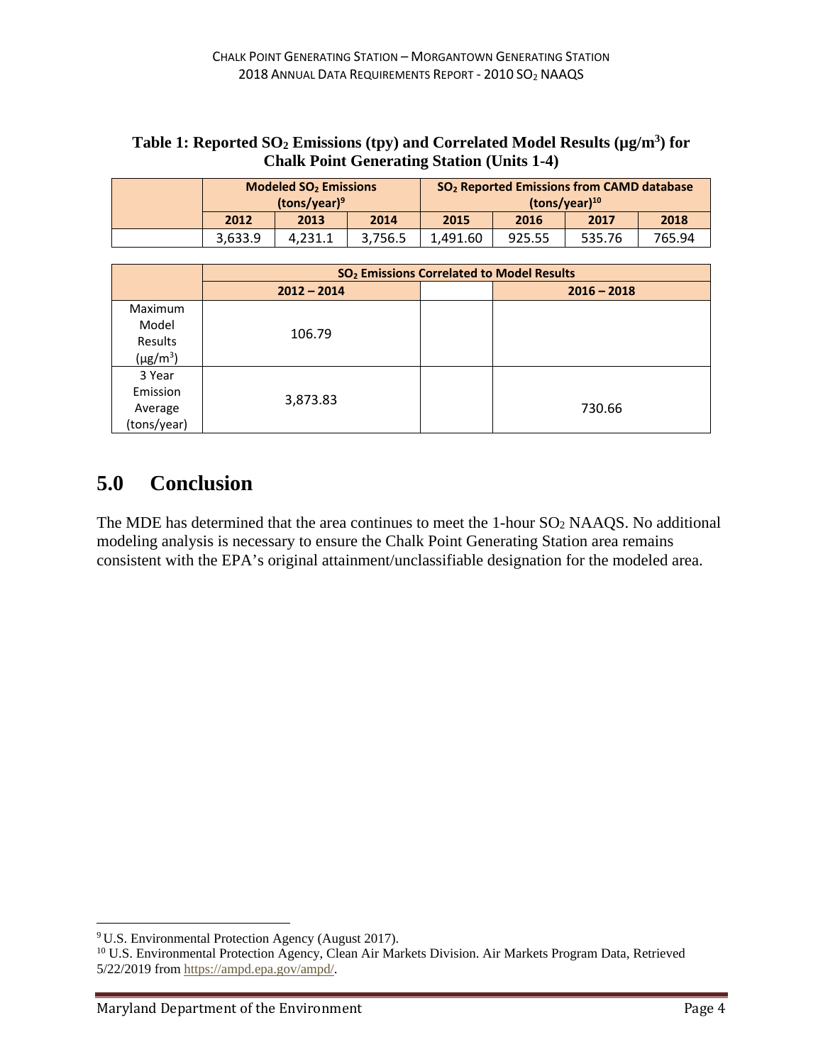**Table 1: Reported $SO_2$ Emissions (tpy) and Correlated Model Results ($\mu g/m^3$) for Chalk Point Generating Station (Units 1-4)**

| | Modeled $SO_2$ Emissions (tons/year)[9] | | | $SO_2$ Reported Emissions from CAMD database (tons/year)[10] | | | |
|---|---|---|---|---|---|---|---|
| | 2012 | 2013 | 2014 | 2015 | 2016 | 2017 | 2018 |
| | 3,633.9 | 4,231.1 | 3,756.5 | 1,491.60 | 925.55 | 535.76 | 765.94 |

| | $SO_2$ Emissions Correlated to Model Results | | |
|---|---|---|---|
| | 2012 – 2014 | | 2016 – 2018 |
| Maximum Model Results ($\mu g/m^3$) | 106.79 | | |
| 3 Year Emission Average (tons/year) | 3,873.83 | | 730.66 |

# 5.0 Conclusion

The MDE has determined that the area continues to meet the 1-hour $SO_2$ NAAQS. No additional modeling analysis is necessary to ensure the Chalk Point Generating Station area remains consistent with the EPA's original attainment/unclassifiable designation for the modeled area.

[9] U.S. Environmental Protection Agency (August 2017).

[10] U.S. Environmental Protection Agency, Clean Air Markets Division. Air Markets Program Data, Retrieved 5/22/2019 from https://ampd.epa.gov/ampd/.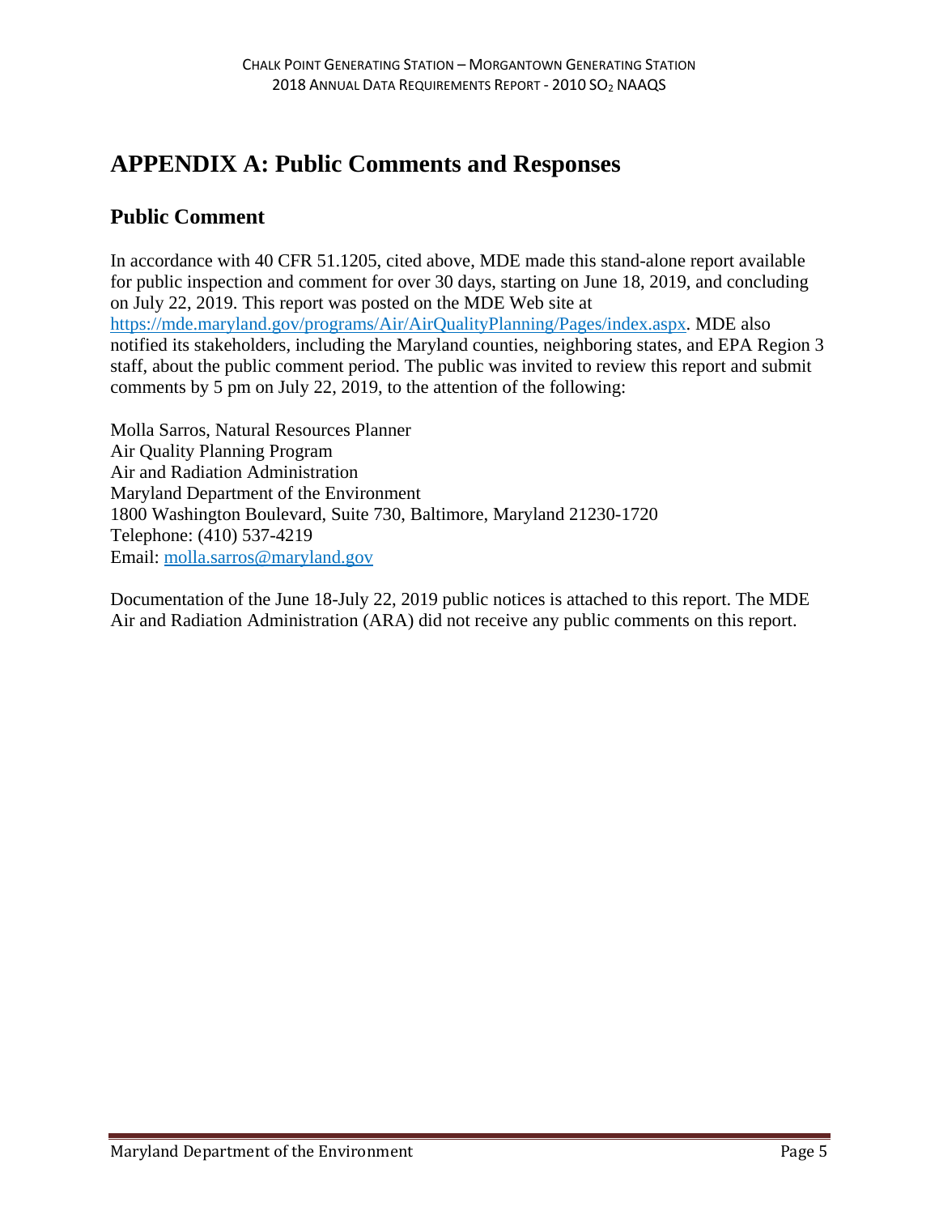# APPENDIX A: Public Comments and Responses

## Public Comment

In accordance with 40 CFR 51.1205, cited above, MDE made this stand-alone report available for public inspection and comment for over 30 days, starting on June 18, 2019, and concluding on July 22, 2019. This report was posted on the MDE Web site at https://mde.maryland.gov/programs/Air/AirQualityPlanning/Pages/index.aspx. MDE also notified its stakeholders, including the Maryland counties, neighboring states, and EPA Region 3 staff, about the public comment period. The public was invited to review this report and submit comments by 5 pm on July 22, 2019, to the attention of the following:

Molla Sarros, Natural Resources Planner  
Air Quality Planning Program  
Air and Radiation Administration  
Maryland Department of the Environment  
1800 Washington Boulevard, Suite 730, Baltimore, Maryland 21230-1720  
Telephone: (410) 537-4219  
Email: molla.sarros@maryland.gov

Documentation of the June 18-July 22, 2019 public notices is attached to this report. The MDE Air and Radiation Administration (ARA) did not receive any public comments on this report.